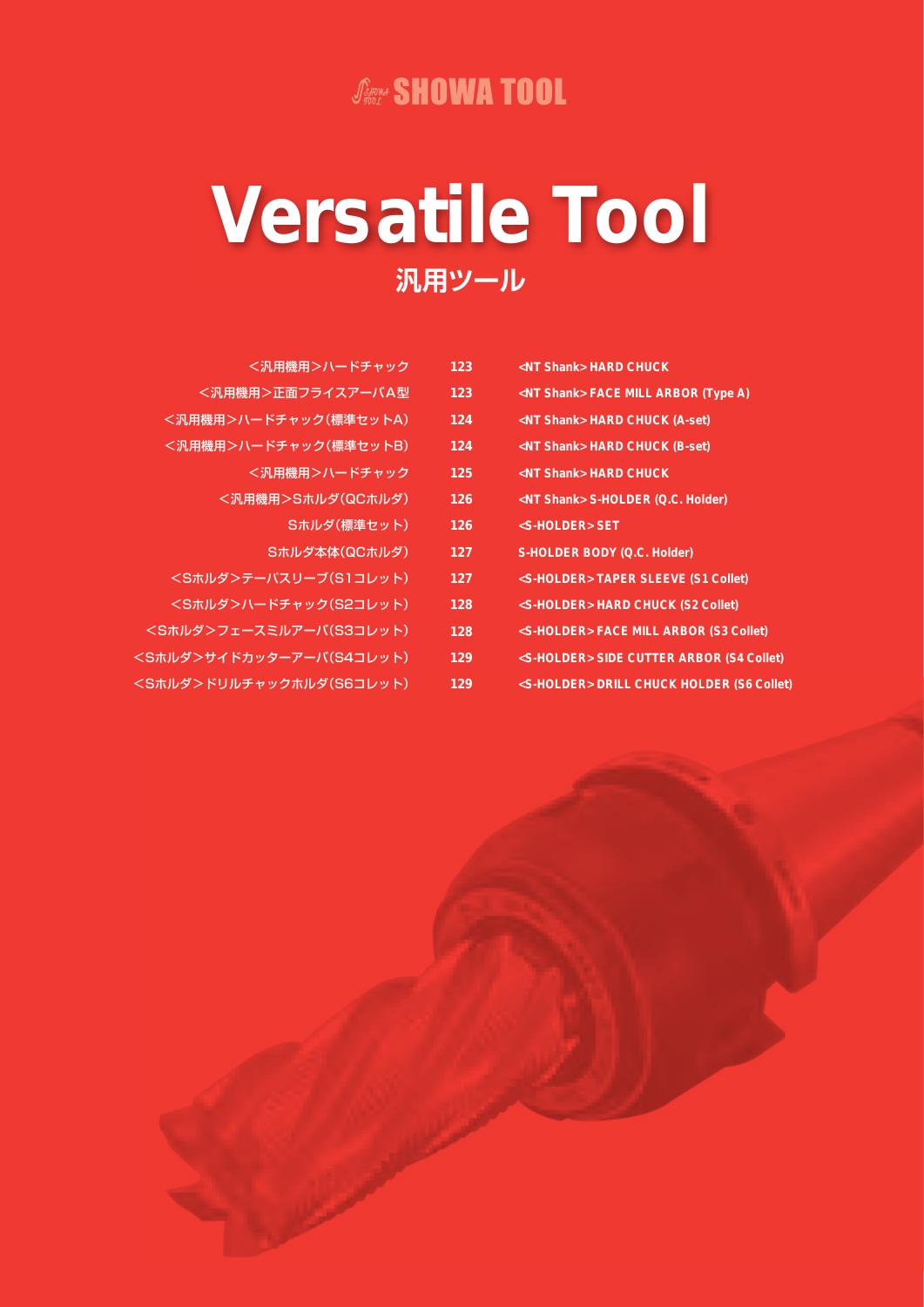SHOWA TOOL

# Versatile Tool

## 汎用ツール

| | | |
|---|---|---|
| <汎用機用>ハードチャック | 123 | <NT Shank> HARD CHUCK |
| <汎用機用>正面フライスアーバA型 | 123 | <NT Shank> FACE MILL ARBOR (Type A) |
| <汎用機用>ハードチャック(標準セットA) | 124 | <NT Shank> HARD CHUCK (A-set) |
| <汎用機用>ハードチャック(標準セットB) | 124 | <NT Shank> HARD CHUCK (B-set) |
| <汎用機用>ハードチャック | 125 | <NT Shank> HARD CHUCK |
| <汎用機用>Sホルダ(QCホルダ) | 126 | <NT Shank> S-HOLDER (Q.C. Holder) |
| Sホルダ(標準セット) | 126 | <S-HOLDER> SET |
| Sホルダ本体(QCホルダ) | 127 | S-HOLDER BODY (Q.C. Holder) |
| <Sホルダ>テーパスリーブ(S1コレット) | 127 | <S-HOLDER> TAPER SLEEVE (S1 Collet) |
| <Sホルダ>ハードチャック(S2コレット) | 128 | <S-HOLDER> HARD CHUCK (S2 Collet) |
| <Sホルダ>フェースミルアーバ(S3コレット) | 128 | <S-HOLDER> FACE MILL ARBOR (S3 Collet) |
| <Sホルダ>サイドカッターアーバ(S4コレット) | 129 | <S-HOLDER> SIDE CUTTER ARBOR (S4 Collet) |
| <Sホルダ>ドリルチャックホルダ(S6コレット) | 129 | <S-HOLDER> DRILL CHUCK HOLDER (S6 Collet) |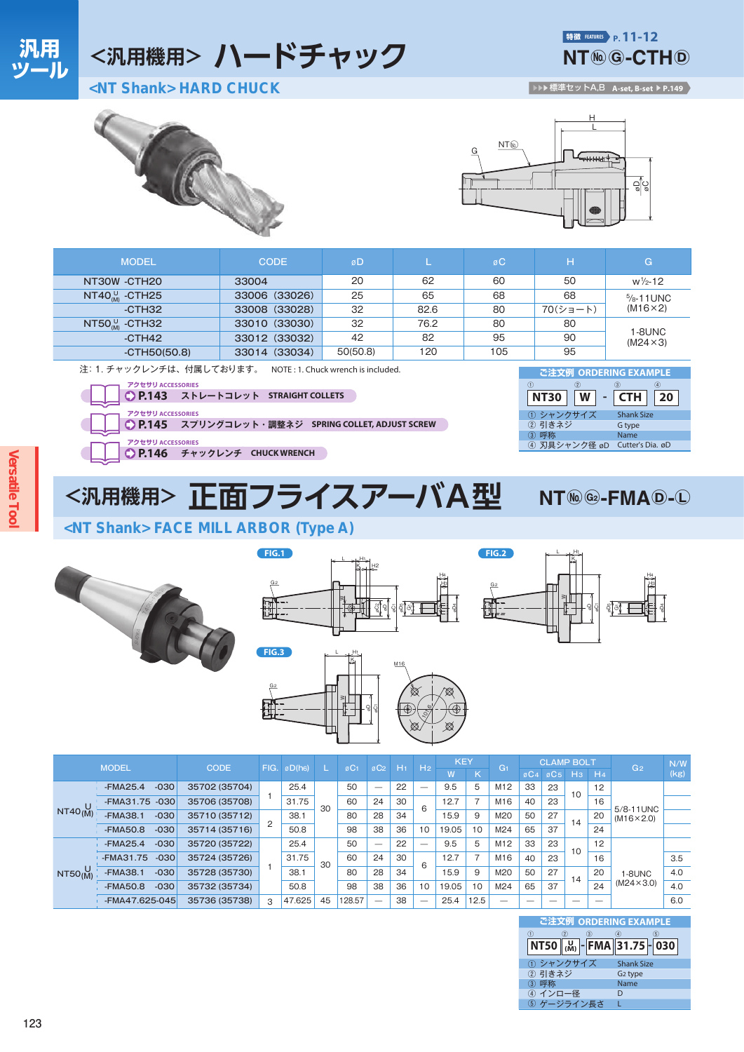# 汎用ツール

## <汎用機用> ハードチャック

特徴 FEATURES P.11-12

NT㊙Ⓖ-CTHⒹ

### <NT Shank> HARD CHUCK

▶▶▶ 標準セットA,B A-set, B-set ▶ P.149

| MODEL | CODE | øD | L | øC | H | G |
|---|---|---|---|---|---|---|
| NT30W -CTH20 | 33004 | 20 | 62 | 60 | 50 | w½-12 |
| NT40 U(M) -CTH25 | 33006 (33026) | 25 | 65 | 68 | 68 | ⅝-11UNC (M16×2) |
| -CTH32 | 33008 (33028) | 32 | 82.6 | 80 | 70(ショート) | |
| NT50 U(M) -CTH32 | 33010 (33030) | 32 | 76.2 | 80 | 80 | 1-8UNC (M24×3) |
| -CTH42 | 33012 (33032) | 42 | 82 | 95 | 90 | |
| -CTH50(50.8) | 33014 (33034) | 50(50.8) | 120 | 105 | 95 | |

注: 1. チャックレンチは、付属しております。 NOTE : 1. Chuck wrench is included.

アクセサリ ACCESSORIES P.143 ストレートコレット STRAIGHT COLLETS

アクセサリ ACCESSORIES P.145 スプリングコレット・調整ネジ SPRING COLLET, ADJUST SCREW

アクセサリ ACCESSORIES P.146 チャックレンチ CHUCK WRENCH

**ご注文例 ORDERING EXAMPLE**

① NT30 ② W - ③ CTH ④ 20

| | | |
|---|---|---|
| ① | シャンクサイズ | Shank Size |
| ② | 引きネジ | G type |
| ③ | 呼称 | Name |
| ④ | 刃具シャンク径 øD | Cutter's Dia. øD |

## <汎用機用> 正面フライスアーバA型

NT㊙Ⓖ₂-FMAⒹ-Ⓛ

### <NT Shank> FACE MILL ARBOR (Type A)

FIG.1 FIG.2 FIG.3

| MODEL | | CODE | FIG. | øD(h6) | L | øC₁ | øC₂ | H₁ | H₂ | KEY W | KEY K | G₁ | CLAMP BOLT øC₄ | CLAMP BOLT øC₅ | CLAMP BOLT H₃ | CLAMP BOLT H₄ | G₂ | N/W (kg) |
|---|---|---|---|---|---|---|---|---|---|---|---|---|---|---|---|---|---|---|
| NT40 U(M) | -FMA25.4 -030 | 35702 (35704) | 1 | 25.4 | 30 | 50 | — | 22 | — | 9.5 | 5 | M12 | 33 | 23 | 10 | 12 | 5/8-11UNC (M16×2.0) | |
| | -FMA31.75 -030 | 35706 (35708) | | 31.75 | | 60 | 24 | 30 | 6 | 12.7 | 7 | M16 | 40 | 23 | | 16 | | |
| | -FMA38.1 -030 | 35710 (35712) | 2 | 38.1 | | 80 | 28 | 34 | | 15.9 | 9 | M20 | 50 | 27 | 14 | 20 | | |
| | -FMA50.8 -030 | 35714 (35716) | | 50.8 | | 98 | 36 | 36 | 10 | 19.05 | 10 | M24 | 65 | 37 | | 24 | | |
| NT50 U(M) | -FMA25.4 -030 | 35720 (35722) | 1 | 25.4 | 30 | 50 | — | 22 | — | 9.5 | 5 | M12 | 33 | 23 | 10 | 12 | 1-8UNC (M24×3.0) | |
| | -FMA31.75 -030 | 35724 (35726) | | 31.75 | | 60 | 24 | 30 | 6 | 12.7 | 7 | M16 | 40 | 23 | | 16 | | 3.5 |
| | -FMA38.1 -030 | 35728 (35730) | | 38.1 | | 80 | 28 | 34 | | 15.9 | 9 | M20 | 50 | 27 | 14 | 20 | | 4.0 |
| | -FMA50.8 -030 | 35732 (35734) | | 50.8 | | 98 | 36 | 36 | 10 | 19.05 | 10 | M24 | 65 | 37 | | 24 | | 4.0 |
| | -FMA47.625-045 | 35736 (35738) | 3 | 47.625 | 45 | 128.57 | — | 38 | — | 25.4 | 12.5 | — | — | — | — | — | | 6.0 |

**ご注文例 ORDERING EXAMPLE**

① NT50 ② U(M) - ③ FMA ④ 31.75 - ⑤ 030

| | | |
|---|---|---|
| ① | シャンクサイズ | Shank Size |
| ② | 引きネジ | G₂ type |
| ③ | 呼称 | Name |
| ④ | インロー径 | D |
| ⑤ | ゲージライン長さ | L |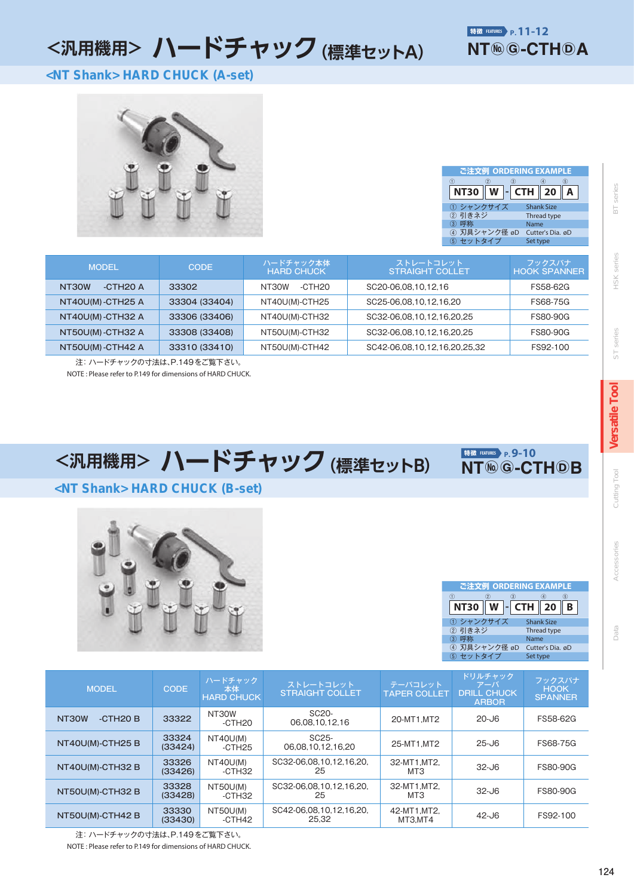# <汎用機用> ハードチャック (標準セットA)

特徴 FEATURES P.11-12

**NT㊨Ⓖ-CTHⒹA**

## <NT Shank> HARD CHUCK (A-set)

**ご注文例 ORDERING EXAMPLE**

| ① | ② | | ③ | ④ | ⑤ |
|---|---|---|---|---|---|
| NT30 | W | - | CTH | 20 | A |

| | |
|---|---|
| ① シャンクサイズ | Shank Size |
| ② 引きネジ | Thread type |
| ③ 呼称 | Name |
| ④ 刃具シャンク径 øD | Cutter's Dia. øD |
| ⑤ セットタイプ | Set type |

| MODEL | CODE | ハードチャック本体 HARD CHUCK | ストレートコレット STRAIGHT COLLET | フックスパナ HOOK SPANNER |
|---|---|---|---|---|
| NT30W -CTH20 A | 33302 | NT30W -CTH20 | SC20-06,08,10,12,16 | FS58-62G |
| NT40U(M)-CTH25 A | 33304 (33404) | NT40U(M)-CTH25 | SC25-06,08,10,12,16,20 | FS68-75G |
| NT40U(M)-CTH32 A | 33306 (33406) | NT40U(M)-CTH32 | SC32-06,08,10,12,16,20,25 | FS80-90G |
| NT50U(M)-CTH32 A | 33308 (33408) | NT50U(M)-CTH32 | SC32-06,08,10,12,16,20,25 | FS80-90G |
| NT50U(M)-CTH42 A | 33310 (33410) | NT50U(M)-CTH42 | SC42-06,08,10,12,16,20,25,32 | FS92-100 |

注：ハードチャックの寸法は、P.149をご覧下さい。
NOTE : Please refer to P.149 for dimensions of HARD CHUCK.

# <汎用機用> ハードチャック (標準セットB)

特徴 FEATURES P.9-10

**NT㊨Ⓖ-CTHⒹB**

## <NT Shank> HARD CHUCK (B-set)

**ご注文例 ORDERING EXAMPLE**

| ① | ② | | ③ | ④ | ⑤ |
|---|---|---|---|---|---|
| NT30 | W | - | CTH | 20 | B |

| | |
|---|---|
| ① シャンクサイズ | Shank Size |
| ② 引きネジ | Thread type |
| ③ 呼称 | Name |
| ④ 刃具シャンク径 øD | Cutter's Dia. øD |
| ⑤ セットタイプ | Set type |

| MODEL | CODE | ハードチャック本体 HARD CHUCK | ストレートコレット STRAIGHT COLLET | テーパコレット TAPER COLLET | ドリルチャックアーバ DRILL CHUCK ARBOR | フックスパナ HOOK SPANNER |
|---|---|---|---|---|---|---|
| NT30W -CTH20 B | 33322 | NT30W -CTH20 | SC20-06,08,10,12,16 | 20-MT1,MT2 | 20-J6 | FS58-62G |
| NT40U(M)-CTH25 B | 33324 (33424) | NT40U(M) -CTH25 | SC25-06,08,10,12,16,20 | 25-MT1,MT2 | 25-J6 | FS68-75G |
| NT40U(M)-CTH32 B | 33326 (33426) | NT40U(M) -CTH32 | SC32-06,08,10,12,16,20,25 | 32-MT1,MT2,MT3 | 32-J6 | FS80-90G |
| NT50U(M)-CTH32 B | 33328 (33428) | NT50U(M) -CTH32 | SC32-06,08,10,12,16,20,25 | 32-MT1,MT2,MT3 | 32-J6 | FS80-90G |
| NT50U(M)-CTH42 B | 33330 (33430) | NT50U(M) -CTH42 | SC42-06,08,10,12,16,20,25,32 | 42-MT1,MT2,MT3,MT4 | 42-J6 | FS92-100 |

注：ハードチャックの寸法は、P.149をご覧下さい。
NOTE : Please refer to P.149 for dimensions of HARD CHUCK.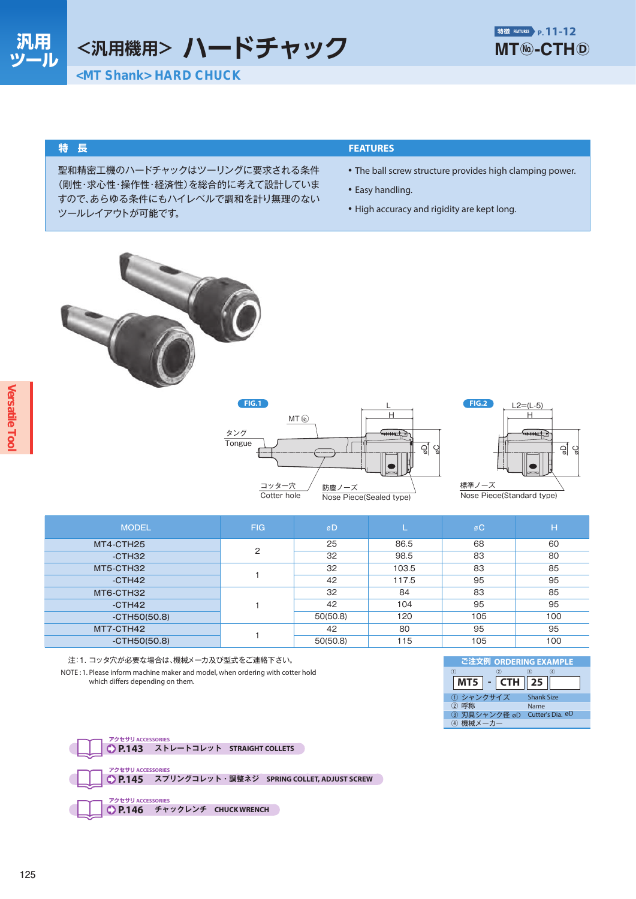# <汎用機用> ハードチャック

## <MT Shank> HARD CHUCK

特徴 FEATURES P.11-12

**MT㊔-CTHⒹ**

### 特　長

聖和精密工機のハードチャックはツーリングに要求される条件（剛性・求心性・操作性・経済性）を総合的に考えて設計していますので、あらゆる条件にもハイレベルで調和を計り無理のないツールレイアウトが可能です。

### FEATURES

- The ball screw structure provides high clamping power.
- Easy handling.
- High accuracy and rigidity are kept long.

FIG.1

MT㊔ / タング Tongue / コッター穴 Cotter hole / 防塵ノーズ Nose Piece(Sealed type) / L / H / øD / øC

FIG.2

L2=(L-5) / H / øD / øC / 標準ノーズ Nose Piece(Standard type)

| MODEL | FIG | øD | L | øC | H |
|---|---|---|---|---|---|
| MT4-CTH25 | 2 | 25 | 86.5 | 68 | 60 |
| -CTH32 | | 32 | 98.5 | 83 | 80 |
| MT5-CTH32 | 1 | 32 | 103.5 | 83 | 85 |
| -CTH42 | | 42 | 117.5 | 95 | 95 |
| MT6-CTH32 | 1 | 32 | 84 | 83 | 85 |
| -CTH42 | | 42 | 104 | 95 | 95 |
| -CTH50(50.8) | | 50(50.8) | 120 | 105 | 100 |
| MT7-CTH42 | 1 | 42 | 80 | 95 | 95 |
| -CTH50(50.8) | | 50(50.8) | 115 | 105 | 100 |

注：1. コッタ穴が必要な場合は、機械メーカ及び型式をご連絡下さい。

NOTE : 1. Please inform machine maker and model, when ordering with cotter hold which differs depending on them.

**ご注文例 ORDERING EXAMPLE**

| ① | | ② | ③ | ④ |
|---|---|---|---|---|
| MT5 | - | CTH | 25 | |

① シャンクサイズ　Shank Size
② 呼称　Name
③ 刃具シャンク径 øD　Cutter's Dia. øD
④ 機械メーカー

アクセサリ ACCESSORIES P.143 ストレートコレット STRAIGHT COLLETS

アクセサリ ACCESSORIES P.145 スプリングコレット・調整ネジ SPRING COLLET, ADJUST SCREW

アクセサリ ACCESSORIES P.146 チャックレンチ CHUCK WRENCH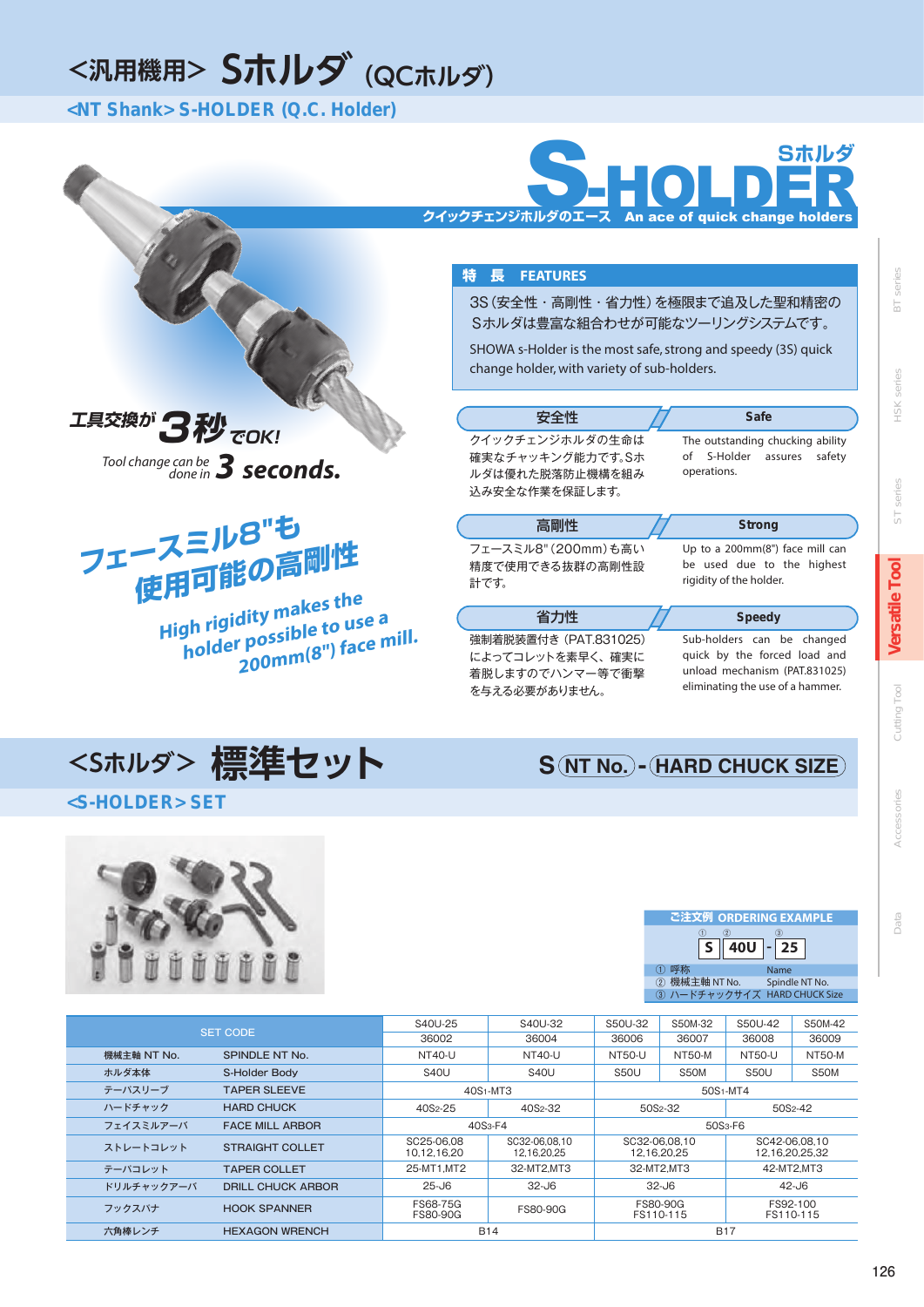# <汎用機用> Sホルダ (QCホルダ)

## <NT Shank> S-HOLDER (Q.C. Holder)

**S-HOLDER** Sホルダ

クイックチェンジホルダのエース An ace of quick change holders

工具交換が3秒でOK!

Tool change can be done in 3 seconds.

フェースミル8"も使用可能の高剛性

High rigidity makes the holder possible to use a 200mm(8") face mill.

### 特 長 FEATURES

3S（安全性・高剛性・省力性）を極限まで追及した聖和精密のSホルダは豊富な組合わせが可能なツーリングシステムです。

SHOWA s-Holder is the most safe, strong and speedy (3S) quick change holder, with variety of sub-holders.

| 安全性 | Safe |
|---|---|
| クイックチェンジホルダの生命は確実なチャッキング能力です。Sホルダは優れた脱落防止機構を組み込み安全な作業を保証します。 | The outstanding chucking ability of S-Holder assures safety operations. |

| 高剛性 | Strong |
|---|---|
| フェースミル8"(200mm)も高い精度で使用できる抜群の高剛性設計です。 | Up to a 200mm(8") face mill can be used due to the highest rigidity of the holder. |

| 省力性 | Speedy |
|---|---|
| 強制着脱装置付き (PAT.831025) によってコレットを素早く、確実に着脱しますのでハンマー等で衝撃を与える必要がありません。 | Sub-holders can be changed quick by the forced load and unload mechanism (PAT.831025) eliminating the use of a hammer. |

# <Sホルダ> 標準セット

## <S-HOLDER> SET

S (NT No.) - (HARD CHUCK SIZE)

**ご注文例 ORDERING EXAMPLE**

① S ② 40U - ③ 25

| | | |
|---|---|---|
| ① | 呼称 | Name |
| ② | 機械主軸 NT No. | Spindle NT No. |
| ③ | ハードチャックサイズ | HARD CHUCK Size |

| SET CODE | | S40U-25 | S40U-32 | S50U-32 | S50M-32 | S50U-42 | S50M-42 |
|---|---|---|---|---|---|---|---|
| | | 36002 | 36004 | 36006 | 36007 | 36008 | 36009 |
| 機械主軸 NT No. | SPINDLE NT No. | NT40-U | NT40-U | NT50-U | NT50-M | NT50-U | NT50-M |
| ホルダ本体 | S-Holder Body | S40U | S40U | S50U | S50M | S50U | S50M |
| テーパスリーブ | TAPER SLEEVE | 40S1-MT3 | | 50S1-MT4 | | | |
| ハードチャック | HARD CHUCK | 40S2-25 | 40S2-32 | 50S2-32 | | 50S2-42 | |
| フェイスミルアーバ | FACE MILL ARBOR | 40S3-F4 | | 50S3-F6 | | | |
| ストレートコレット | STRAIGHT COLLET | SC25-06,08 10,12,16,20 | SC32-06,08,10 12,16,20,25 | SC32-06,08,10 12,16,20,25 | | SC42-06,08,10 12,16,20,25,32 | |
| テーパコレット | TAPER COLLET | 25-MT1,MT2 | 32-MT2,MT3 | 32-MT2,MT3 | | 42-MT2,MT3 | |
| ドリルチャックアーバ | DRILL CHUCK ARBOR | 25-J6 | 32-J6 | 32-J6 | | 42-J6 | |
| フックスパナ | HOOK SPANNER | FS68-75G FS80-90G | FS80-90G | FS80-90G FS110-115 | | FS92-100 FS110-115 | |
| 六角棒レンチ | HEXAGON WRENCH | B14 | | B17 | | | |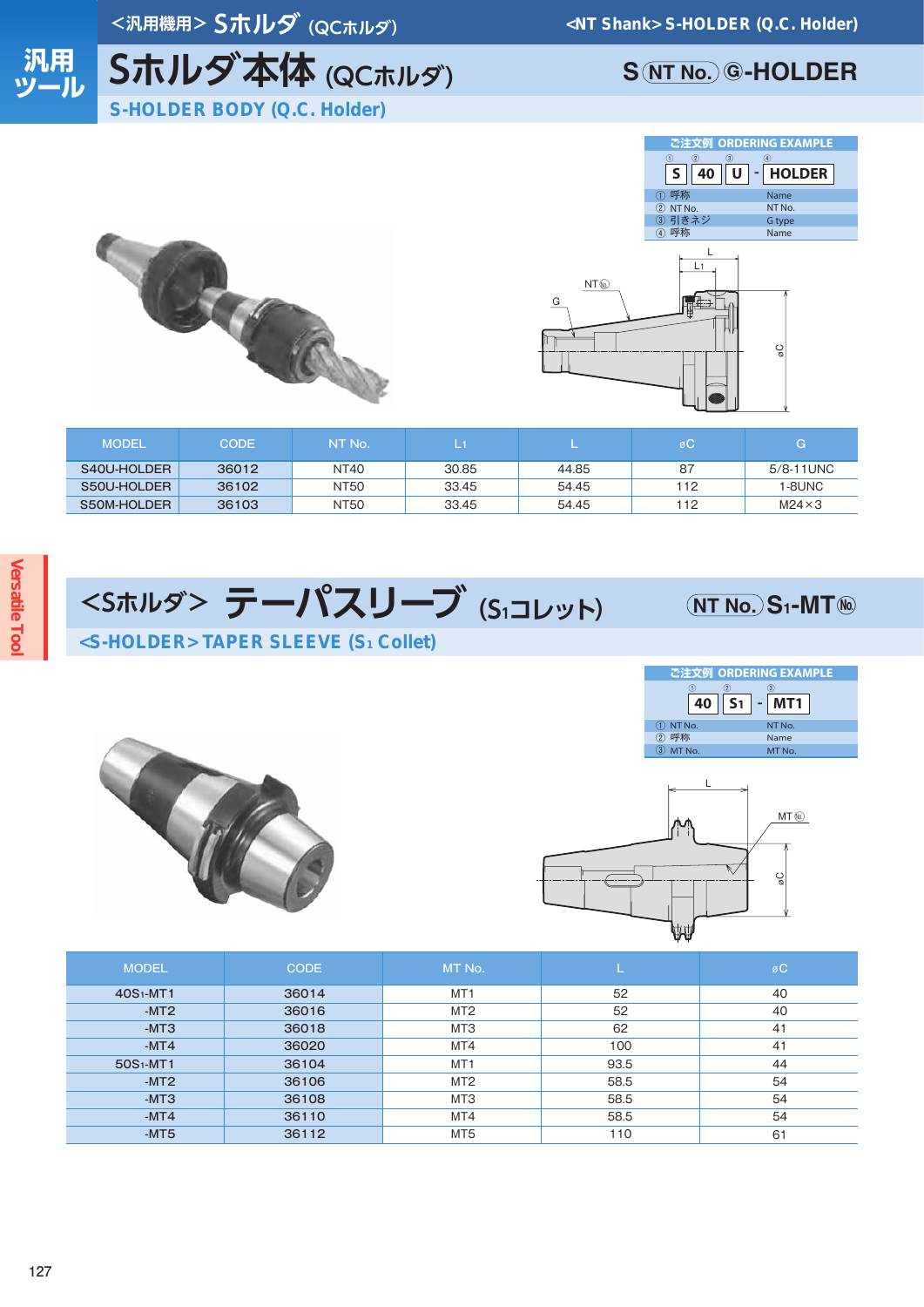# Sホルダ本体 (QCホルダ)

<汎用機用> Sホルダ (QCホルダ) / <NT Shank> S-HOLDER (Q.C. Holder)

汎用ツール

S (NT No.) Ⓖ-HOLDER

## S-HOLDER BODY (Q.C. Holder)

ご注文例 ORDERING EXAMPLE

① S ② 40 ③ U - ④ HOLDER

| | |
|---|---|
| ① 呼称 | Name |
| ② NT No. | NT No. |
| ③ 引きネジ | G type |
| ④ 呼称 | Name |

| MODEL | CODE | NT No. | $L_1$ | L | øC | G |
|---|---|---|---|---|---|---|
| S40U-HOLDER | 36012 | NT40 | 30.85 | 44.85 | 87 | 5/8-11UNC |
| S50U-HOLDER | 36102 | NT50 | 33.45 | 54.45 | 112 | 1-8UNC |
| S50M-HOLDER | 36103 | NT50 | 33.45 | 54.45 | 112 | M24×3 |

Versatile Tool

# <Sホルダ> テーパスリーブ ($S_1$コレット)

(NT No.) $S_1$-MT (No.)

## <S-HOLDER> TAPER SLEEVE ($S_1$ Collet)

ご注文例 ORDERING EXAMPLE

① 40 ② $S_1$ - ③ MT1

| | |
|---|---|
| ① NT No. | NT No. |
| ② 呼称 | Name |
| ③ MT No. | MT No. |

| MODEL | CODE | MT No. | L | øC |
|---|---|---|---|---|
| 40$S_1$-MT1 | 36014 | MT1 | 52 | 40 |
| -MT2 | 36016 | MT2 | 52 | 40 |
| -MT3 | 36018 | MT3 | 62 | 41 |
| -MT4 | 36020 | MT4 | 100 | 41 |
| 50$S_1$-MT1 | 36104 | MT1 | 93.5 | 44 |
| -MT2 | 36106 | MT2 | 58.5 | 54 |
| -MT3 | 36108 | MT3 | 58.5 | 54 |
| -MT4 | 36110 | MT4 | 58.5 | 54 |
| -MT5 | 36112 | MT5 | 110 | 61 |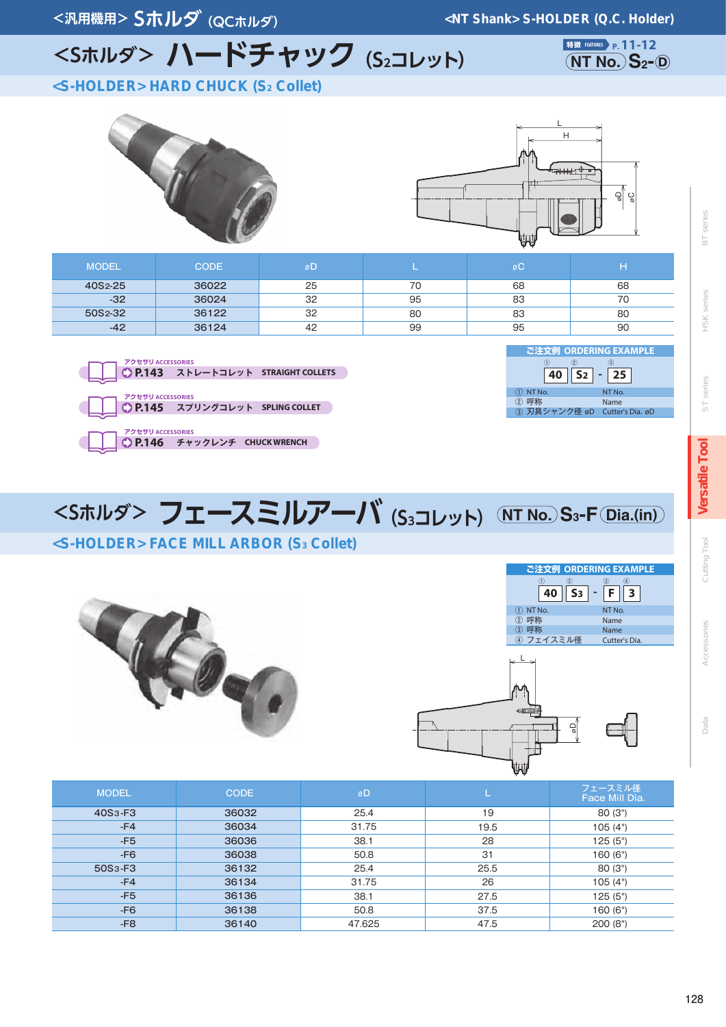<汎用機用> Sホルダ (QCホルダ) <NT Shank> S-HOLDER (Q.C. Holder)

# <Sホルダ> ハードチャック ($S_2$コレット)

特徴 FEATURES P.11-12

NT No. $S_2$-D

## <S-HOLDER> HARD CHUCK ($S_2$ Collet)

| MODEL | CODE | øD | L | øC | H |
|---|---|---|---|---|---|
| 40S2-25 | 36022 | 25 | 70 | 68 | 68 |
| -32 | 36024 | 32 | 95 | 83 | 70 |
| 50S2-32 | 36122 | 32 | 80 | 83 | 80 |
| -42 | 36124 | 42 | 99 | 95 | 90 |

アクセサリ ACCESSORIES P.143 ストレートコレット STRAIGHT COLLETS

アクセサリ ACCESSORIES P.145 スプリングコレット SPLING COLLET

アクセサリ ACCESSORIES P.146 チャックレンチ CHUCK WRENCH

**ご注文例 ORDERING EXAMPLE**

① 40 ② S2 - ③ 25

① NT No. / NT No.
② 呼称 / Name
③ 刃具シャンク径 øD / Cutter's Dia. øD

# <Sホルダ> フェースミルアーバ ($S_3$コレット)

NT No. $S_3$-F Dia.(in)

## <S-HOLDER> FACE MILL ARBOR ($S_3$ Collet)

**ご注文例 ORDERING EXAMPLE**

① 40 ② S3 - ③ F ④ 3

① NT No. / NT No.
② 呼称 / Name
③ 呼称 / Name
④ フェイスミル径 / Cutter's Dia.

| MODEL | CODE | øD | L | フェースミル径 Face Mill Dia. |
|---|---|---|---|---|
| 40S3-F3 | 36032 | 25.4 | 19 | 80 (3") |
| -F4 | 36034 | 31.75 | 19.5 | 105 (4") |
| -F5 | 36036 | 38.1 | 28 | 125 (5") |
| -F6 | 36038 | 50.8 | 31 | 160 (6") |
| 50S3-F3 | 36132 | 25.4 | 25.5 | 80 (3") |
| -F4 | 36134 | 31.75 | 26 | 105 (4") |
| -F5 | 36136 | 38.1 | 27.5 | 125 (5") |
| -F6 | 36138 | 50.8 | 37.5 | 160 (6") |
| -F8 | 36140 | 47.625 | 47.5 | 200 (8") |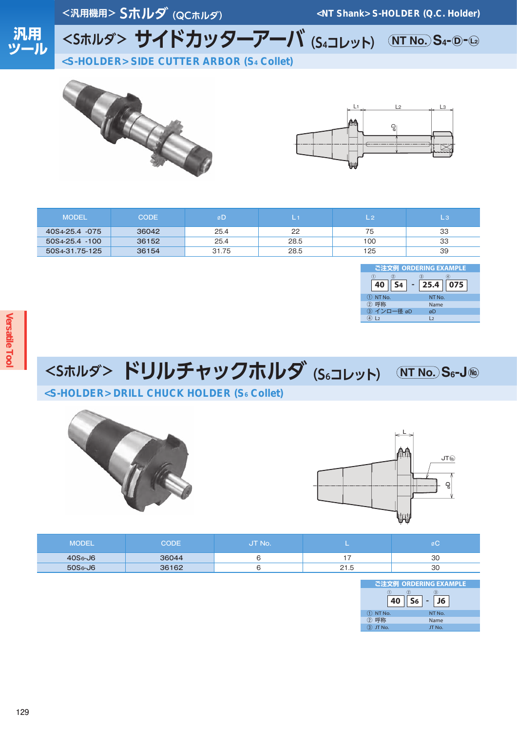<汎用機用> Sホルダ (QCホルダ) <NT Shank> S-HOLDER (Q.C. Holder)

汎用ツール

# <Sホルダ> サイドカッターアーバ (S4コレット) NT No. S4-Ⓓ-Ⓛ2

## <S-HOLDER> SIDE CUTTER ARBOR (S4 Collet)

L1 L2 L3 øD

| MODEL | CODE | øD | L1 | L2 | L3 |
|---|---|---|---|---|---|
| 40S4-25.4 -075 | 36042 | 25.4 | 22 | 75 | 33 |
| 50S4-25.4 -100 | 36152 | 25.4 | 28.5 | 100 | 33 |
| 50S4-31.75-125 | 36154 | 31.75 | 28.5 | 125 | 39 |

ご注文例 ORDERING EXAMPLE

① 40 ② S4 - ③ 25.4 ④ 075

| | | |
|---|---|---|
| ① | NT No. | NT No. |
| ② | 呼称 | Name |
| ③ | インロー径 øD | øD |
| ④ | L2 | L2 |

Versatile Tool

# <Sホルダ> ドリルチャックホルダ (S6コレット) NT No. S6-J№

## <S-HOLDER> DRILL CHUCK HOLDER (S6 Collet)

L JT№ øD

| MODEL | CODE | JT No. | L | øC |
|---|---|---|---|---|
| 40S6-J6 | 36044 | 6 | 17 | 30 |
| 50S6-J6 | 36162 | 6 | 21.5 | 30 |

ご注文例 ORDERING EXAMPLE

① 40 ② S6 - ③ J6

| | | |
|---|---|---|
| ① | NT No. | NT No. |
| ② | 呼称 | Name |
| ③ | JT No. | JT No. |